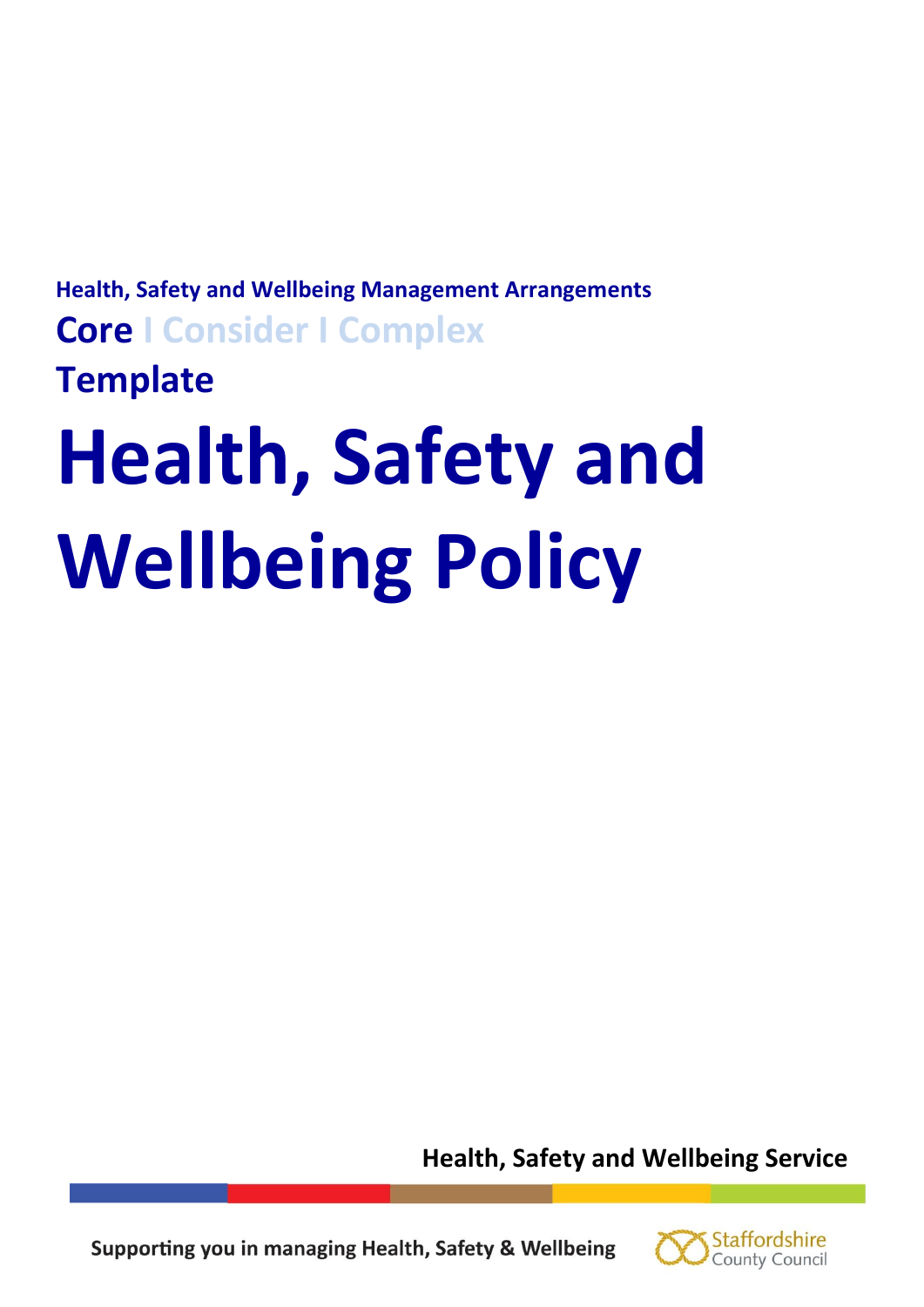**Health, Safety and Wellbeing Management Arrangements**

**Core** I Consider I Complex

**Template**

# Health, Safety and Wellbeing Policy

**Health, Safety and Wellbeing Service**

**Supporting you in managing Health, Safety & Wellbeing**

Staffordshire County Council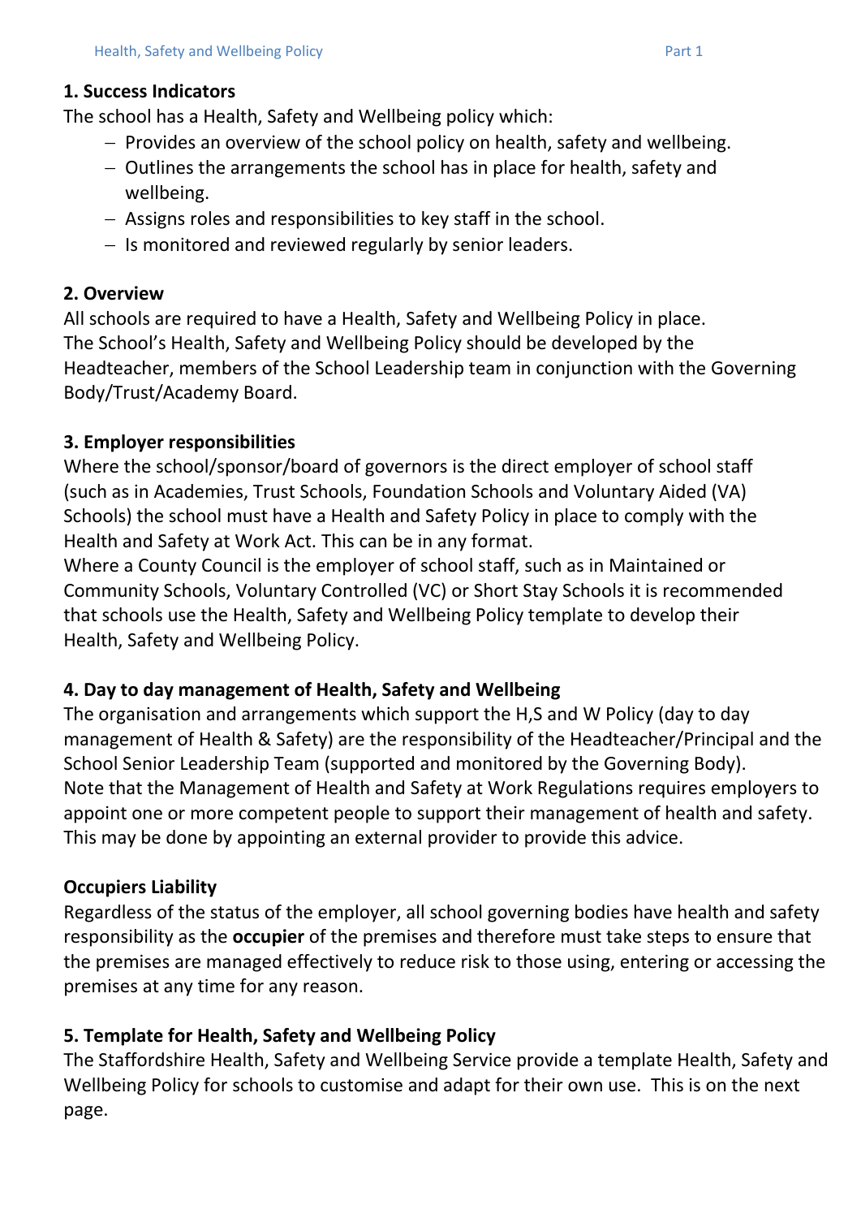**1. Success Indicators**

The school has a Health, Safety and Wellbeing policy which:

- Provides an overview of the school policy on health, safety and wellbeing.
- Outlines the arrangements the school has in place for health, safety and wellbeing.
- Assigns roles and responsibilities to key staff in the school.
- Is monitored and reviewed regularly by senior leaders.

**2. Overview**

All schools are required to have a Health, Safety and Wellbeing Policy in place. The School's Health, Safety and Wellbeing Policy should be developed by the Headteacher, members of the School Leadership team in conjunction with the Governing Body/Trust/Academy Board.

**3. Employer responsibilities**

Where the school/sponsor/board of governors is the direct employer of school staff (such as in Academies, Trust Schools, Foundation Schools and Voluntary Aided (VA) Schools) the school must have a Health and Safety Policy in place to comply with the Health and Safety at Work Act. This can be in any format.

Where a County Council is the employer of school staff, such as in Maintained or Community Schools, Voluntary Controlled (VC) or Short Stay Schools it is recommended that schools use the Health, Safety and Wellbeing Policy template to develop their Health, Safety and Wellbeing Policy.

**4. Day to day management of Health, Safety and Wellbeing**

The organisation and arrangements which support the H,S and W Policy (day to day management of Health & Safety) are the responsibility of the Headteacher/Principal and the School Senior Leadership Team (supported and monitored by the Governing Body).

Note that the Management of Health and Safety at Work Regulations requires employers to appoint one or more competent people to support their management of health and safety. This may be done by appointing an external provider to provide this advice.

**Occupiers Liability**

Regardless of the status of the employer, all school governing bodies have health and safety responsibility as the **occupier** of the premises and therefore must take steps to ensure that the premises are managed effectively to reduce risk to those using, entering or accessing the premises at any time for any reason.

**5. Template for Health, Safety and Wellbeing Policy**

The Staffordshire Health, Safety and Wellbeing Service provide a template Health, Safety and Wellbeing Policy for schools to customise and adapt for their own use. This is on the next page.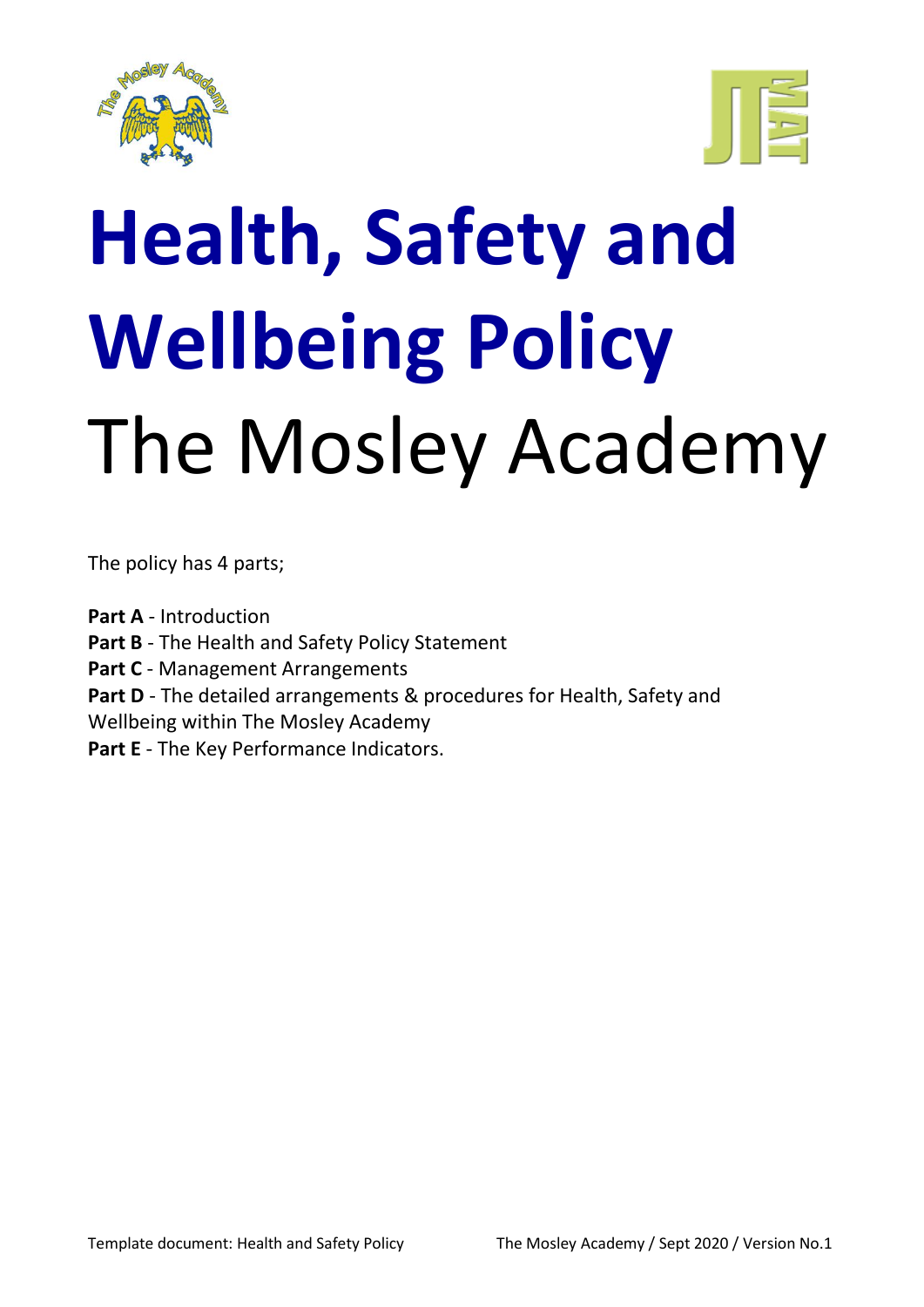# Health, Safety and Wellbeing Policy

# The Mosley Academy

The policy has 4 parts;

**Part A** - Introduction
**Part B** - The Health and Safety Policy Statement
**Part C** - Management Arrangements
**Part D** - The detailed arrangements & procedures for Health, Safety and Wellbeing within The Mosley Academy
**Part E** - The Key Performance Indicators.

Template document: Health and Safety Policy The Mosley Academy / Sept 2020 / Version No.1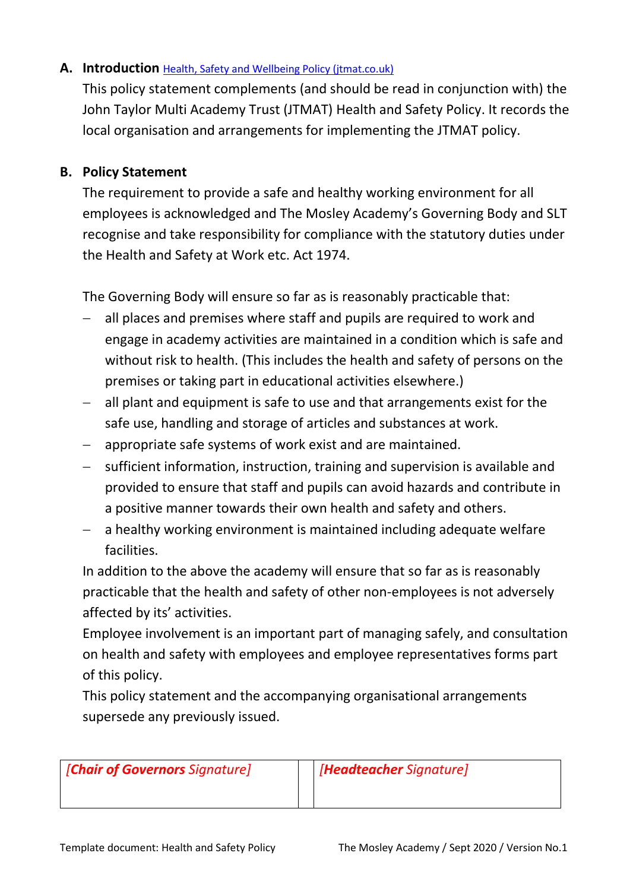## A. Introduction [Health, Safety and Wellbeing Policy (jtmat.co.uk)]

This policy statement complements (and should be read in conjunction with) the John Taylor Multi Academy Trust (JTMAT) Health and Safety Policy. It records the local organisation and arrangements for implementing the JTMAT policy.

## B. Policy Statement

The requirement to provide a safe and healthy working environment for all employees is acknowledged and The Mosley Academy's Governing Body and SLT recognise and take responsibility for compliance with the statutory duties under the Health and Safety at Work etc. Act 1974.

The Governing Body will ensure so far as is reasonably practicable that:

- all places and premises where staff and pupils are required to work and engage in academy activities are maintained in a condition which is safe and without risk to health. (This includes the health and safety of persons on the premises or taking part in educational activities elsewhere.)
- all plant and equipment is safe to use and that arrangements exist for the safe use, handling and storage of articles and substances at work.
- appropriate safe systems of work exist and are maintained.
- sufficient information, instruction, training and supervision is available and provided to ensure that staff and pupils can avoid hazards and contribute in a positive manner towards their own health and safety and others.
- a healthy working environment is maintained including adequate welfare facilities.

In addition to the above the academy will ensure that so far as is reasonably practicable that the health and safety of other non-employees is not adversely affected by its' activities.

Employee involvement is an important part of managing safely, and consultation on health and safety with employees and employee representatives forms part of this policy.

This policy statement and the accompanying organisational arrangements supersede any previously issued.

| *[**Chair of Governors** Signature]* | | *[**Headteacher** Signature]* |
|---|---|---|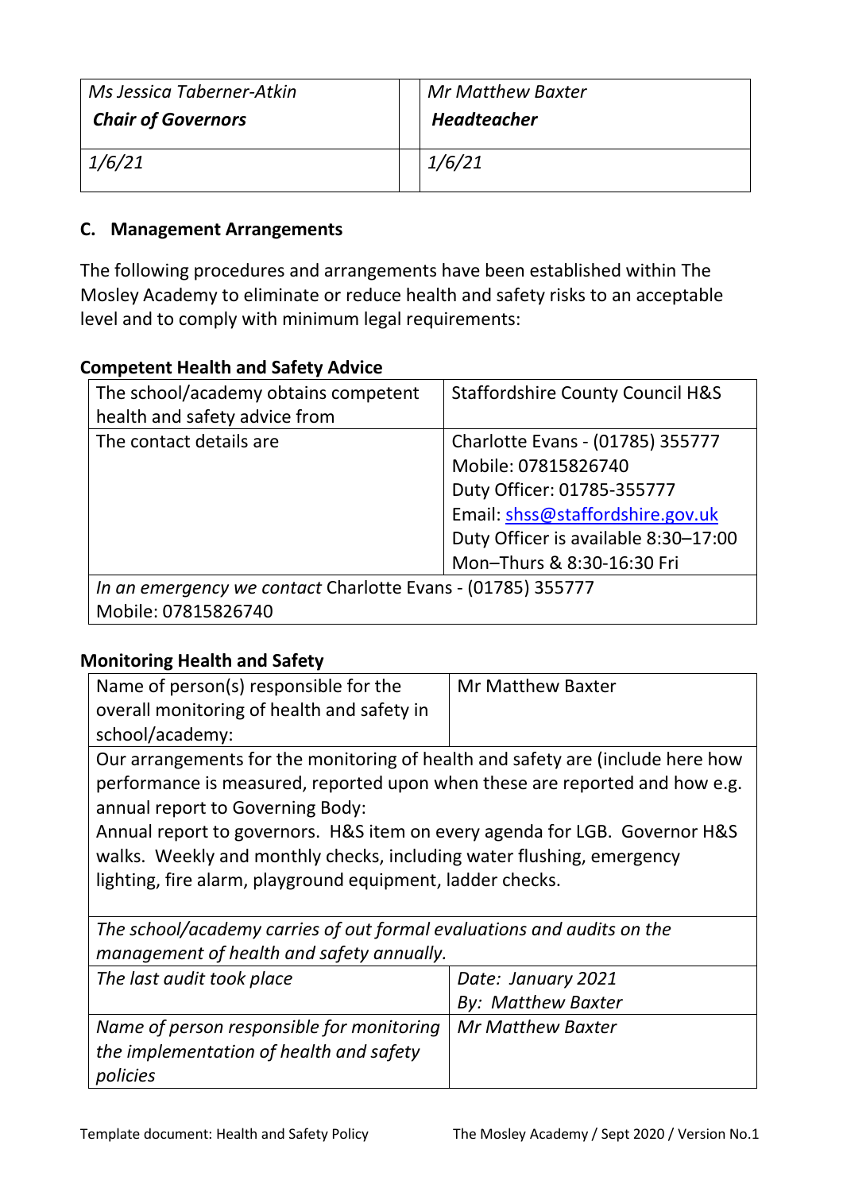| *Ms Jessica Taberner-Atkin* ***Chair of Governors*** | *Mr Matthew Baxter* ***Headteacher*** |
|---|---|
| *1/6/21* | *1/6/21* |

## C. Management Arrangements

The following procedures and arrangements have been established within The Mosley Academy to eliminate or reduce health and safety risks to an acceptable level and to comply with minimum legal requirements:

### Competent Health and Safety Advice

| The school/academy obtains competent health and safety advice from | Staffordshire County Council H&S |
|---|---|
| The contact details are | Charlotte Evans - (01785) 355777<br>Mobile: 07815826740<br>Duty Officer: 01785-355777<br>Email: shss@staffordshire.gov.uk<br>Duty Officer is available 8:30–17:00 Mon–Thurs & 8:30-16:30 Fri |
| *In an emergency we contact* Charlotte Evans - (01785) 355777 Mobile: 07815826740 | |

### Monitoring Health and Safety

| Name of person(s) responsible for the overall monitoring of health and safety in school/academy: | Mr Matthew Baxter |
|---|---|
| Our arrangements for the monitoring of health and safety are (include here how performance is measured, reported upon when these are reported and how e.g. annual report to Governing Body:<br>Annual report to governors. H&S item on every agenda for LGB. Governor H&S walks. Weekly and monthly checks, including water flushing, emergency lighting, fire alarm, playground equipment, ladder checks. | |
| *The school/academy carries of out formal evaluations and audits on the management of health and safety annually.* | |
| *The last audit took place* | *Date: January 2021*<br>*By: Matthew Baxter* |
| *Name of person responsible for monitoring the implementation of health and safety policies* | *Mr Matthew Baxter* |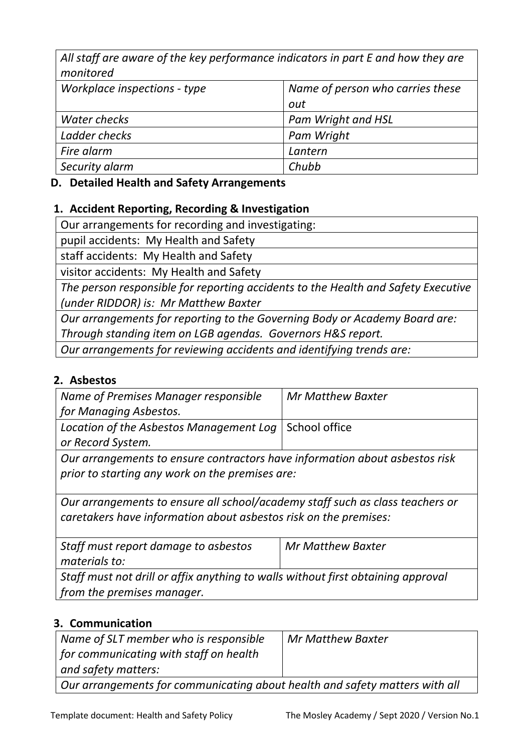| *All staff are aware of the key performance indicators in part E and how they are monitored* | |
|---|---|
| *Workplace inspections - type* | *Name of person who carries these out* |
| *Water checks* | *Pam Wright and HSL* |
| *Ladder checks* | *Pam Wright* |
| *Fire alarm* | *Lantern* |
| *Security alarm* | *Chubb* |

## D. Detailed Health and Safety Arrangements

### 1. Accident Reporting, Recording & Investigation

| Our arrangements for recording and investigating: |
|---|
| pupil accidents: My Health and Safety |
| staff accidents: My Health and Safety |
| visitor accidents: My Health and Safety |
| *The person responsible for reporting accidents to the Health and Safety Executive (under RIDDOR) is: Mr Matthew Baxter* |
| *Our arrangements for reporting to the Governing Body or Academy Board are: Through standing item on LGB agendas. Governors H&S report.* |
| *Our arrangements for reviewing accidents and identifying trends are:* |

### 2. Asbestos

| *Name of Premises Manager responsible for Managing Asbestos.* | *Mr Matthew Baxter* |
|---|---|
| *Location of the Asbestos Management Log or Record System.* | School office |
| *Our arrangements to ensure contractors have information about asbestos risk prior to starting any work on the premises are:* | |
| *Our arrangements to ensure all school/academy staff such as class teachers or caretakers have information about asbestos risk on the premises:* | |
| *Staff must report damage to asbestos materials to:* | *Mr Matthew Baxter* |
| *Staff must not drill or affix anything to walls without first obtaining approval from the premises manager.* | |

### 3. Communication

| *Name of SLT member who is responsible for communicating with staff on health and safety matters:* | *Mr Matthew Baxter* |
|---|---|
| *Our arrangements for communicating about health and safety matters with all* | |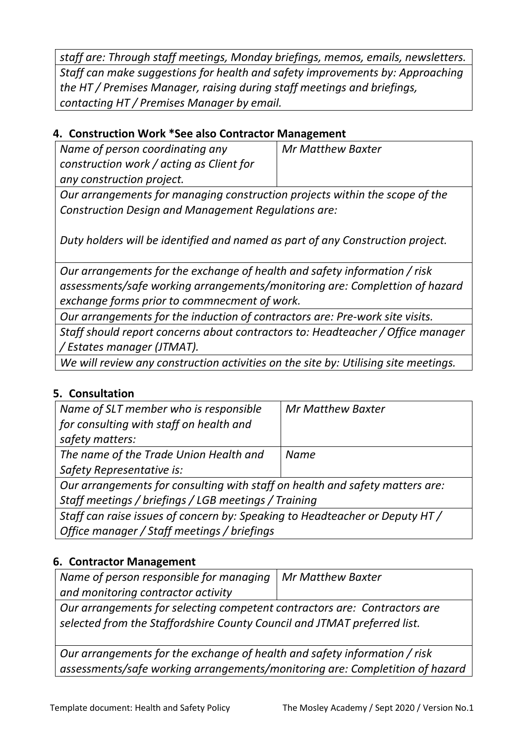| *staff are: Through staff meetings, Monday briefings, memos, emails, newsletters.* |
| --- |
| *Staff can make suggestions for health and safety improvements by: Approaching the HT / Premises Manager, raising during staff meetings and briefings, contacting HT / Premises Manager by email.* |

## 4. Construction Work *See also Contractor Management

| *Name of person coordinating any construction work / acting as Client for any construction project.* | *Mr Matthew Baxter* |
| --- | --- |
| *Our arrangements for managing construction projects within the scope of the Construction Design and Management Regulations are:*<br><br>*Duty holders will be identified and named as part of any Construction project.* | |
| *Our arrangements for the exchange of health and safety information / risk assessments/safe working arrangements/monitoring are: Complettion of hazard exchange forms prior to commnecment of work.* | |
| *Our arrangements for the induction of contractors are: Pre-work site visits.* | |
| *Staff should report concerns about contractors to: Headteacher / Office manager / Estates manager (JTMAT).* | |
| *We will review any construction activities on the site by: Utilising site meetings.* | |

## 5. Consultation

| *Name of SLT member who is responsible for consulting with staff on health and safety matters:* | *Mr Matthew Baxter* |
| --- | --- |
| *The name of the Trade Union Health and Safety Representative is:* | *Name* |
| *Our arrangements for consulting with staff on health and safety matters are: Staff meetings / briefings / LGB meetings / Training* | |
| *Staff can raise issues of concern by: Speaking to Headteacher or Deputy HT / Office manager / Staff meetings / briefings* | |

## 6. Contractor Management

| *Name of person responsible for managing and monitoring contractor activity* | *Mr Matthew Baxter* |
| --- | --- |
| *Our arrangements for selecting competent contractors are: Contractors are selected from the Staffordshire County Council and JTMAT preferred list.* | |
| *Our arrangements for the exchange of health and safety information / risk assessments/safe working arrangements/monitoring are: Completition of hazard* | |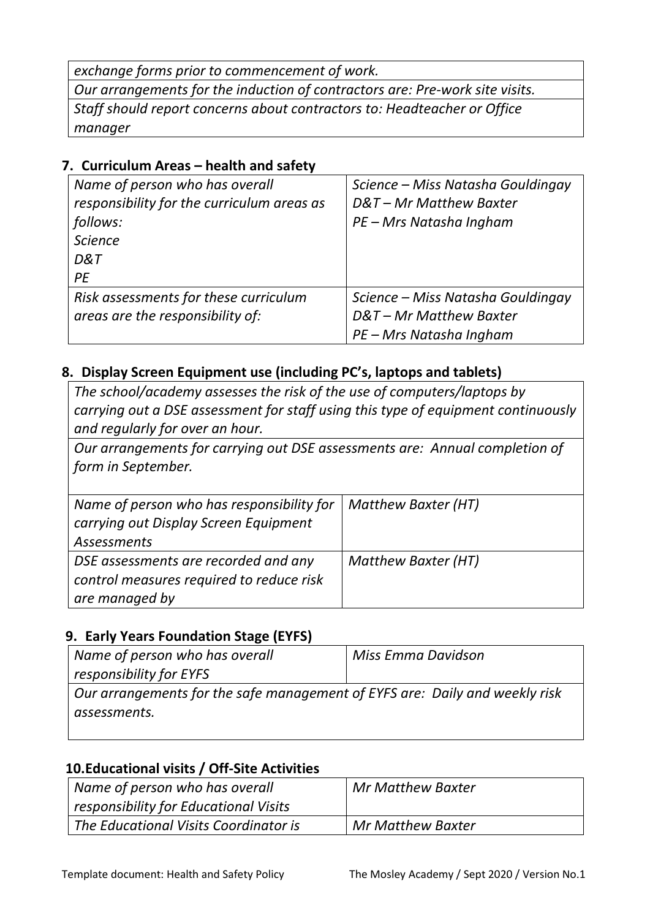| *exchange forms prior to commencement of work.* |
| --- |
| *Our arrangements for the induction of contractors are: Pre-work site visits.* |
| *Staff should report concerns about contractors to: Headteacher or Office manager* |

## 7. Curriculum Areas – health and safety

| | |
| --- | --- |
| *Name of person who has overall responsibility for the curriculum areas as follows:*<br>*Science*<br>*D&T*<br>*PE* | *Science – Miss Natasha Gouldingay*<br>*D&T – Mr Matthew Baxter*<br>*PE – Mrs Natasha Ingham* |
| *Risk assessments for these curriculum areas are the responsibility of:* | *Science – Miss Natasha Gouldingay*<br>*D&T – Mr Matthew Baxter*<br>*PE – Mrs Natasha Ingham* |

## 8. Display Screen Equipment use (including PC's, laptops and tablets)

| | |
| --- | --- |
| *The school/academy assesses the risk of the use of computers/laptops by carrying out a DSE assessment for staff using this type of equipment continuously and regularly for over an hour.* | |
| *Our arrangements for carrying out DSE assessments are: Annual completion of form in September.* | |
| *Name of person who has responsibility for carrying out Display Screen Equipment Assessments* | *Matthew Baxter (HT)* |
| *DSE assessments are recorded and any control measures required to reduce risk are managed by* | *Matthew Baxter (HT)* |

## 9. Early Years Foundation Stage (EYFS)

| | |
| --- | --- |
| *Name of person who has overall responsibility for EYFS* | *Miss Emma Davidson* |
| *Our arrangements for the safe management of EYFS are: Daily and weekly risk assessments.* | |

## 10. Educational visits / Off-Site Activities

| | |
| --- | --- |
| *Name of person who has overall responsibility for Educational Visits* | *Mr Matthew Baxter* |
| *The Educational Visits Coordinator is* | *Mr Matthew Baxter* |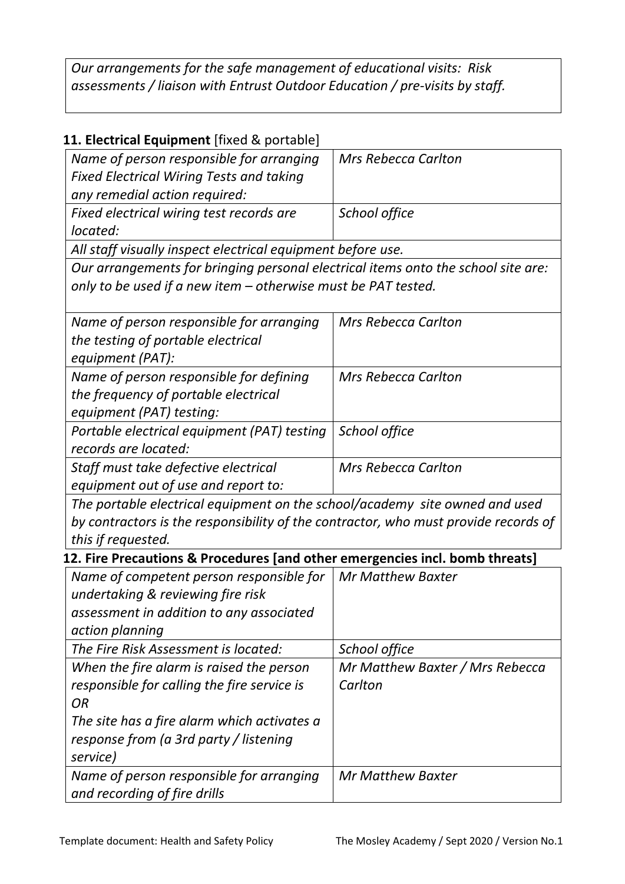*Our arrangements for the safe management of educational visits: Risk assessments / liaison with Entrust Outdoor Education / pre-visits by staff.*

## 11. Electrical Equipment [fixed & portable]

| | |
|---|---|
| *Name of person responsible for arranging Fixed Electrical Wiring Tests and taking any remedial action required:* | *Mrs Rebecca Carlton* |
| *Fixed electrical wiring test records are located:* | *School office* |
| *All staff visually inspect electrical equipment before use.* | |
| *Our arrangements for bringing personal electrical items onto the school site are: only to be used if a new item – otherwise must be PAT tested.* | |
| *Name of person responsible for arranging the testing of portable electrical equipment (PAT):* | *Mrs Rebecca Carlton* |
| *Name of person responsible for defining the frequency of portable electrical equipment (PAT) testing:* | *Mrs Rebecca Carlton* |
| *Portable electrical equipment (PAT) testing records are located:* | *School office* |
| *Staff must take defective electrical equipment out of use and report to:* | *Mrs Rebecca Carlton* |
| *The portable electrical equipment on the school/academy site owned and used by contractors is the responsibility of the contractor, who must provide records of this if requested.* | |

## 12. Fire Precautions & Procedures [and other emergencies incl. bomb threats]

| | |
|---|---|
| *Name of competent person responsible for undertaking & reviewing fire risk assessment in addition to any associated action planning* | *Mr Matthew Baxter* |
| *The Fire Risk Assessment is located:* | *School office* |
| *When the fire alarm is raised the person responsible for calling the fire service is*<br>*OR*<br>*The site has a fire alarm which activates a response from (a 3rd party / listening service)* | *Mr Matthew Baxter / Mrs Rebecca Carlton* |
| *Name of person responsible for arranging and recording of fire drills* | *Mr Matthew Baxter* |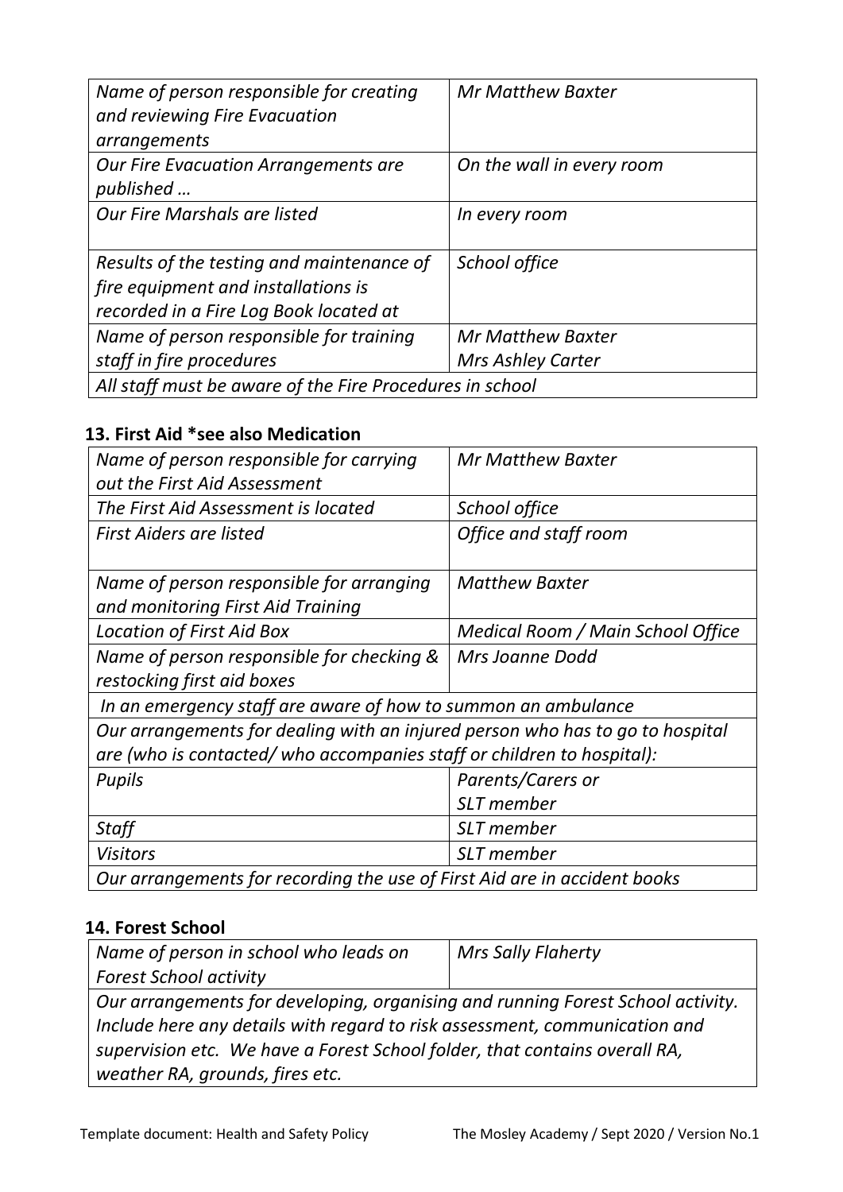| *Name of person responsible for creating and reviewing Fire Evacuation arrangements* | *Mr Matthew Baxter* |
|---|---|
| *Our Fire Evacuation Arrangements are published …* | *On the wall in every room* |
| *Our Fire Marshals are listed* | *In every room* |
| *Results of the testing and maintenance of fire equipment and installations is recorded in a Fire Log Book located at* | *School office* |
| *Name of person responsible for training staff in fire procedures* | *Mr Matthew Baxter*<br>*Mrs Ashley Carter* |
| *All staff must be aware of the Fire Procedures in school* | |

### 13. First Aid *see also Medication

| *Name of person responsible for carrying out the First Aid Assessment* | *Mr Matthew Baxter* |
|---|---|
| *The First Aid Assessment is located* | *School office* |
| *First Aiders are listed* | *Office and staff room* |
| *Name of person responsible for arranging and monitoring First Aid Training* | *Matthew Baxter* |
| *Location of First Aid Box* | *Medical Room / Main School Office* |
| *Name of person responsible for checking & restocking first aid boxes* | *Mrs Joanne Dodd* |
| *In an emergency staff are aware of how to summon an ambulance* | |
| *Our arrangements for dealing with an injured person who has to go to hospital are (who is contacted/ who accompanies staff or children to hospital):* | |
| *Pupils* | *Parents/Carers or*<br>*SLT member* |
| *Staff* | *SLT member* |
| *Visitors* | *SLT member* |
| *Our arrangements for recording the use of First Aid are in accident books* | |

### 14. Forest School

| *Name of person in school who leads on Forest School activity* | *Mrs Sally Flaherty* |
|---|---|
| *Our arrangements for developing, organising and running Forest School activity. Include here any details with regard to risk assessment, communication and supervision etc. We have a Forest School folder, that contains overall RA, weather RA, grounds, fires etc.* | |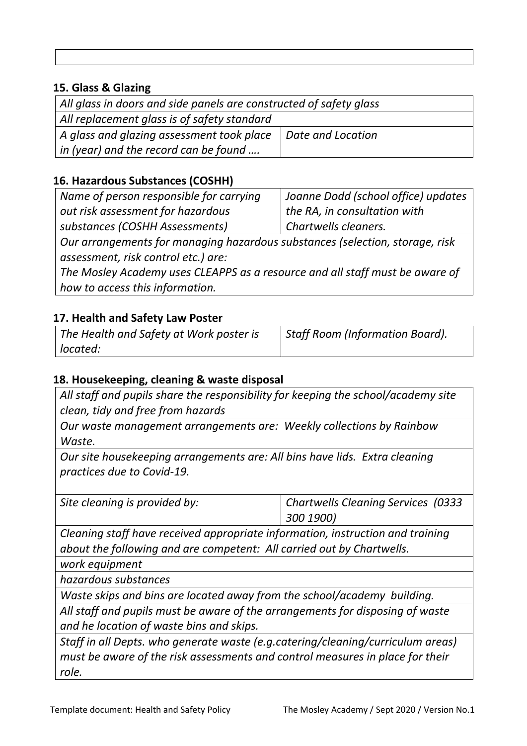## 15. Glass & Glazing

| *All glass in doors and side panels are constructed of safety glass* | |
|---|---|
| *All replacement glass is of safety standard* | |
| *A glass and glazing assessment took place in (year) and the record can be found ….* | *Date and Location* |

## 16. Hazardous Substances (COSHH)

| *Name of person responsible for carrying out risk assessment for hazardous substances (COSHH Assessments)* | *Joanne Dodd (school office) updates the RA, in consultation with Chartwells cleaners.* |
|---|---|
| *Our arrangements for managing hazardous substances (selection, storage, risk assessment, risk control etc.) are:*<br>*The Mosley Academy uses CLEAPPS as a resource and all staff must be aware of how to access this information.* | |

## 17. Health and Safety Law Poster

| *The Health and Safety at Work poster is located:* | *Staff Room (Information Board).* |
|---|---|

## 18. Housekeeping, cleaning & waste disposal

| *All staff and pupils share the responsibility for keeping the school/academy site clean, tidy and free from hazards* | |
|---|---|
| *Our waste management arrangements are: Weekly collections by Rainbow Waste.* | |
| *Our site housekeeping arrangements are: All bins have lids. Extra cleaning practices due to Covid-19.* | |
| *Site cleaning is provided by:* | *Chartwells Cleaning Services (0333 300 1900)* |
| *Cleaning staff have received appropriate information, instruction and training about the following and are competent: All carried out by Chartwells.* | |
| *work equipment* | |
| *hazardous substances* | |
| *Waste skips and bins are located away from the school/academy building.* | |
| *All staff and pupils must be aware of the arrangements for disposing of waste and he location of waste bins and skips.* | |
| *Staff in all Depts. who generate waste (e.g.catering/cleaning/curriculum areas) must be aware of the risk assessments and control measures in place for their role.* | |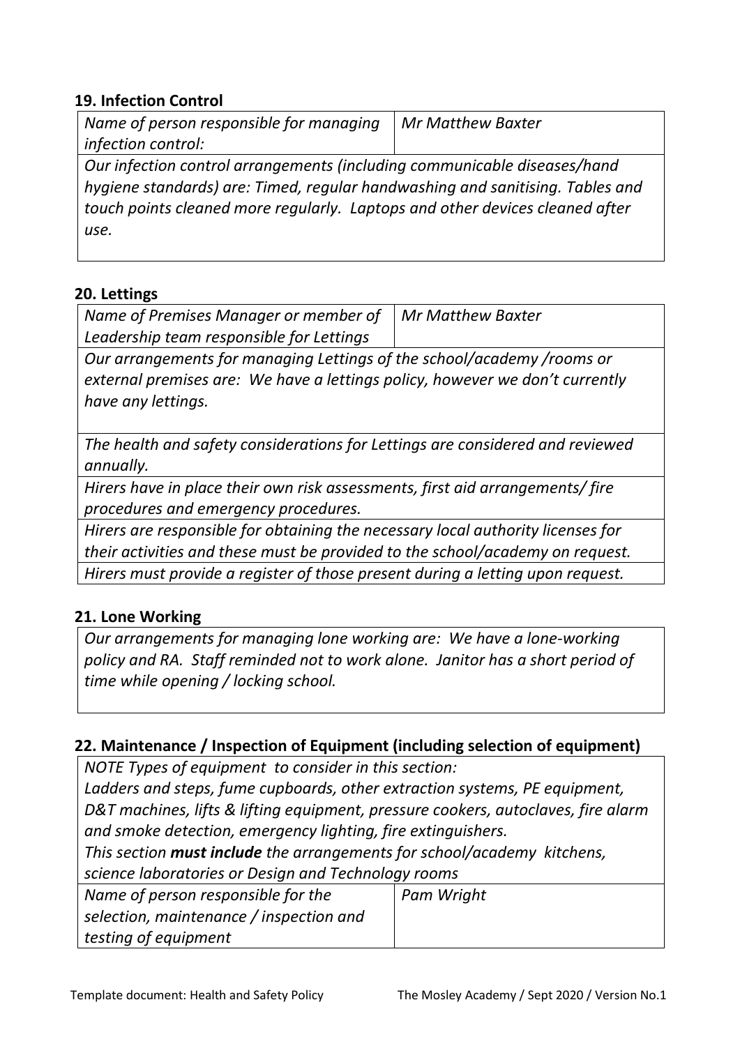## 19. Infection Control

| *Name of person responsible for managing infection control:* | *Mr Matthew Baxter* |
|---|---|
| *Our infection control arrangements (including communicable diseases/hand hygiene standards) are: Timed, regular handwashing and sanitising. Tables and touch points cleaned more regularly. Laptops and other devices cleaned after use.* | |

## 20. Lettings

| *Name of Premises Manager or member of Leadership team responsible for Lettings* | *Mr Matthew Baxter* |
|---|---|
| *Our arrangements for managing Lettings of the school/academy /rooms or external premises are: We have a lettings policy, however we don't currently have any lettings.* | |
| *The health and safety considerations for Lettings are considered and reviewed annually.* | |
| *Hirers have in place their own risk assessments, first aid arrangements/ fire procedures and emergency procedures.* | |
| *Hirers are responsible for obtaining the necessary local authority licenses for their activities and these must be provided to the school/academy on request.* | |
| *Hirers must provide a register of those present during a letting upon request.* | |

## 21. Lone Working

| *Our arrangements for managing lone working are: We have a lone-working policy and RA. Staff reminded not to work alone. Janitor has a short period of time while opening / locking school.* |
|---|

## 22. Maintenance / Inspection of Equipment (including selection of equipment)

| *NOTE Types of equipment to consider in this section: Ladders and steps, fume cupboards, other extraction systems, PE equipment, D&T machines, lifts & lifting equipment, pressure cookers, autoclaves, fire alarm and smoke detection, emergency lighting, fire extinguishers. This section **must include** the arrangements for school/academy kitchens, science laboratories or Design and Technology rooms* | |
|---|---|
| *Name of person responsible for the selection, maintenance / inspection and testing of equipment* | *Pam Wright* |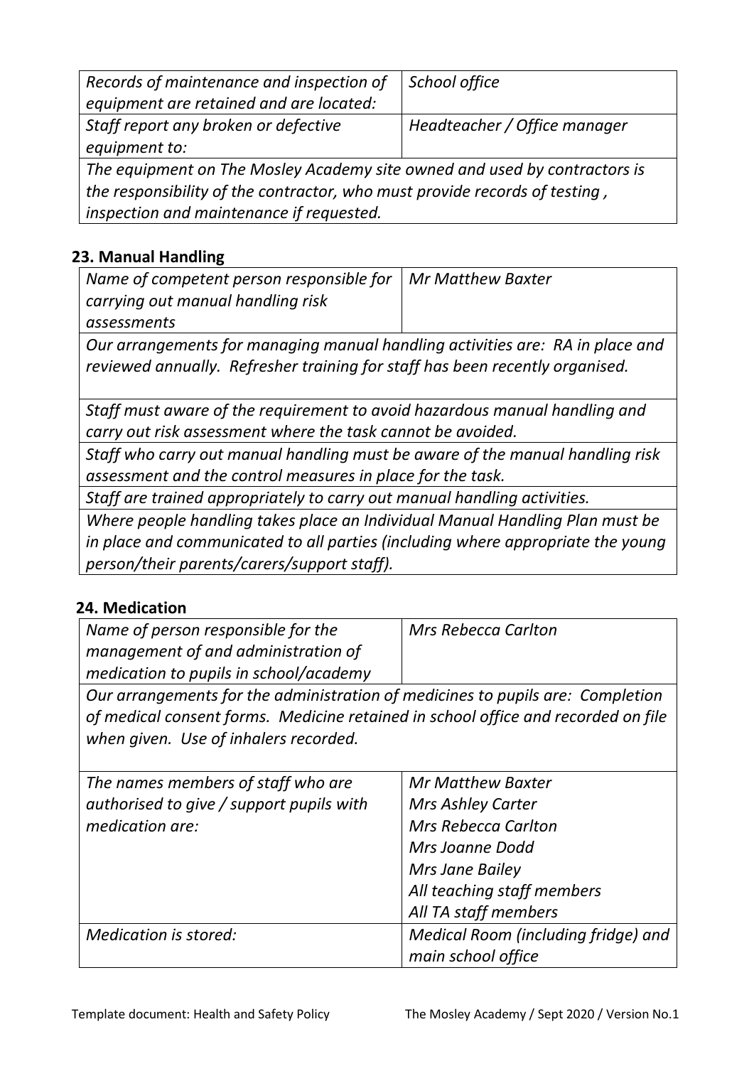| *Records of maintenance and inspection of equipment are retained and are located:* | *School office* |
|---|---|
| *Staff report any broken or defective equipment to:* | *Headteacher / Office manager* |
| *The equipment on The Mosley Academy site owned and used by contractors is the responsibility of the contractor, who must provide records of testing , inspection and maintenance if requested.* | |

## 23. Manual Handling

| *Name of competent person responsible for carrying out manual handling risk assessments* | *Mr Matthew Baxter* |
|---|---|
| *Our arrangements for managing manual handling activities are: RA in place and reviewed annually. Refresher training for staff has been recently organised.* | |
| *Staff must aware of the requirement to avoid hazardous manual handling and carry out risk assessment where the task cannot be avoided.* | |
| *Staff who carry out manual handling must be aware of the manual handling risk assessment and the control measures in place for the task.* | |
| *Staff are trained appropriately to carry out manual handling activities.* | |
| *Where people handling takes place an Individual Manual Handling Plan must be in place and communicated to all parties (including where appropriate the young person/their parents/carers/support staff).* | |

## 24. Medication

| *Name of person responsible for the management of and administration of medication to pupils in school/academy* | *Mrs Rebecca Carlton* |
|---|---|
| *Our arrangements for the administration of medicines to pupils are: Completion of medical consent forms. Medicine retained in school office and recorded on file when given. Use of inhalers recorded.* | |
| *The names members of staff who are authorised to give / support pupils with medication are:* | *Mr Matthew Baxter*<br>*Mrs Ashley Carter*<br>*Mrs Rebecca Carlton*<br>*Mrs Joanne Dodd*<br>*Mrs Jane Bailey*<br>*All teaching staff members*<br>*All TA staff members* |
| *Medication is stored:* | *Medical Room (including fridge) and main school office* |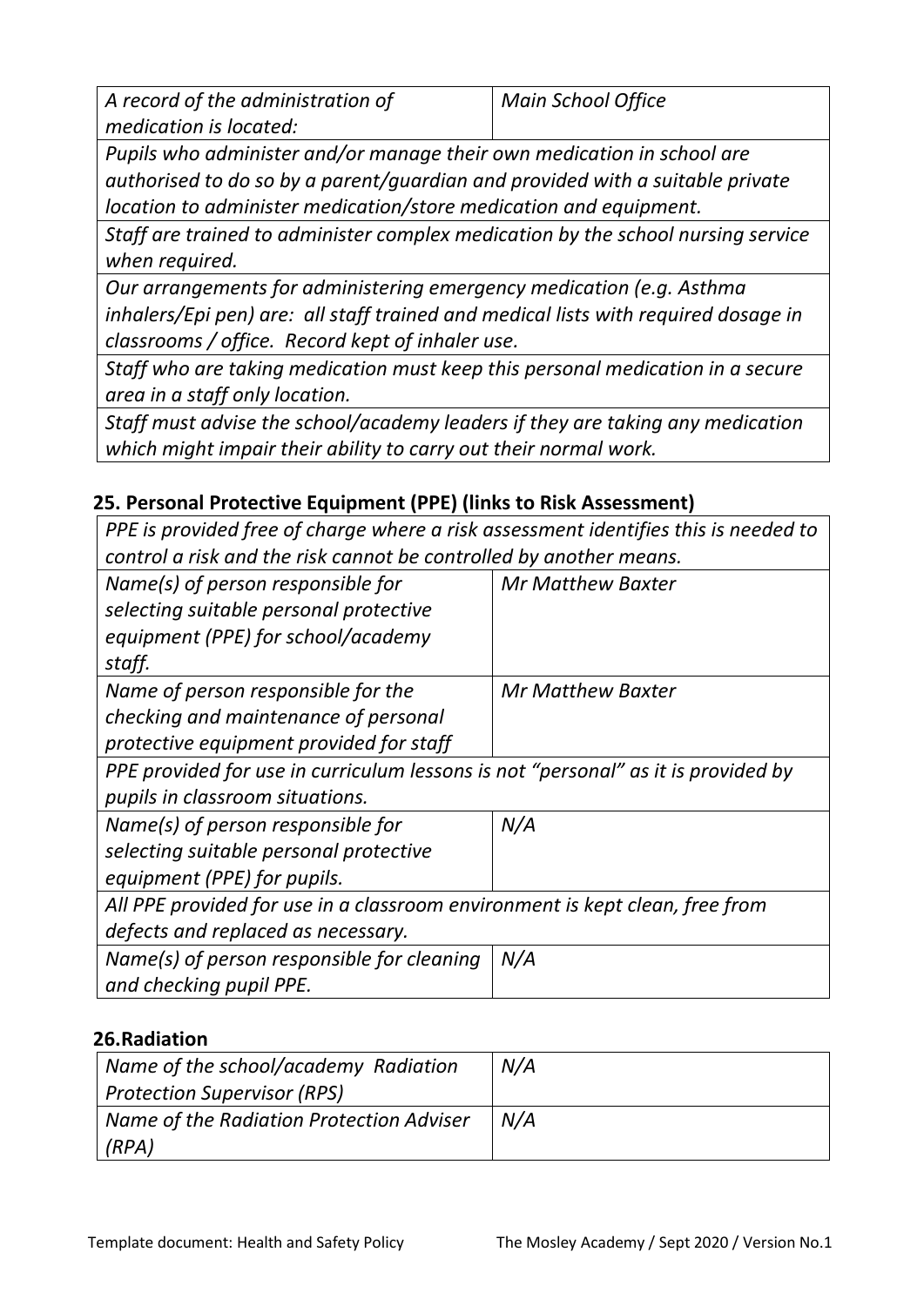| *A record of the administration of medication is located:* | *Main School Office* |
|---|---|
| *Pupils who administer and/or manage their own medication in school are authorised to do so by a parent/guardian and provided with a suitable private location to administer medication/store medication and equipment.* | |
| *Staff are trained to administer complex medication by the school nursing service when required.* | |
| *Our arrangements for administering emergency medication (e.g. Asthma inhalers/Epi pen) are: all staff trained and medical lists with required dosage in classrooms / office. Record kept of inhaler use.* | |
| *Staff who are taking medication must keep this personal medication in a secure area in a staff only location.* | |
| *Staff must advise the school/academy leaders if they are taking any medication which might impair their ability to carry out their normal work.* | |

## 25. Personal Protective Equipment (PPE) (links to Risk Assessment)

| *PPE is provided free of charge where a risk assessment identifies this is needed to control a risk and the risk cannot be controlled by another means.* | |
|---|---|
| *Name(s) of person responsible for selecting suitable personal protective equipment (PPE) for school/academy staff.* | *Mr Matthew Baxter* |
| *Name of person responsible for the checking and maintenance of personal protective equipment provided for staff* | *Mr Matthew Baxter* |
| *PPE provided for use in curriculum lessons is not "personal" as it is provided by pupils in classroom situations.* | |
| *Name(s) of person responsible for selecting suitable personal protective equipment (PPE) for pupils.* | *N/A* |
| *All PPE provided for use in a classroom environment is kept clean, free from defects and replaced as necessary.* | |
| *Name(s) of person responsible for cleaning and checking pupil PPE.* | *N/A* |

## 26. Radiation

| *Name of the school/academy Radiation Protection Supervisor (RPS)* | *N/A* |
|---|---|
| *Name of the Radiation Protection Adviser (RPA)* | *N/A* |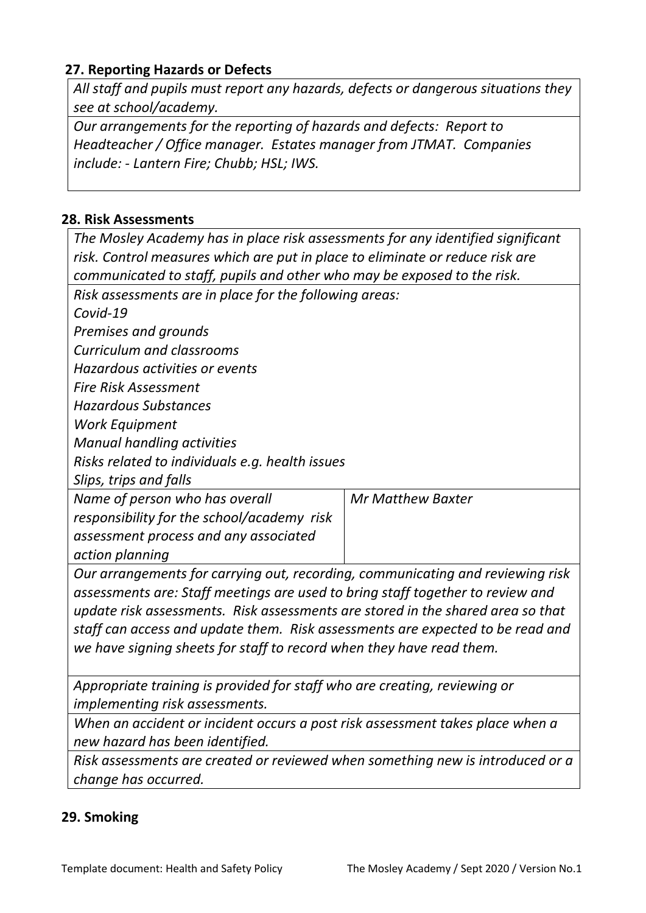## 27. Reporting Hazards or Defects

*All staff and pupils must report any hazards, defects or dangerous situations they see at school/academy.*

*Our arrangements for the reporting of hazards and defects: Report to Headteacher / Office manager. Estates manager from JTMAT. Companies include: - Lantern Fire; Chubb; HSL; IWS.*

## 28. Risk Assessments

*The Mosley Academy has in place risk assessments for any identified significant risk. Control measures which are put in place to eliminate or reduce risk are communicated to staff, pupils and other who may be exposed to the risk.*

*Risk assessments are in place for the following areas:*
*Covid-19*
*Premises and grounds*
*Curriculum and classrooms*
*Hazardous activities or events*
*Fire Risk Assessment*
*Hazardous Substances*
*Work Equipment*
*Manual handling activities*
*Risks related to individuals e.g. health issues*
*Slips, trips and falls*

| *Name of person who has overall responsibility for the school/academy risk assessment process and any associated action planning* | *Mr Matthew Baxter* |
|---|---|

*Our arrangements for carrying out, recording, communicating and reviewing risk assessments are: Staff meetings are used to bring staff together to review and update risk assessments. Risk assessments are stored in the shared area so that staff can access and update them. Risk assessments are expected to be read and we have signing sheets for staff to record when they have read them.*

*Appropriate training is provided for staff who are creating, reviewing or implementing risk assessments.*

*When an accident or incident occurs a post risk assessment takes place when a new hazard has been identified.*

*Risk assessments are created or reviewed when something new is introduced or a change has occurred.*

## 29. Smoking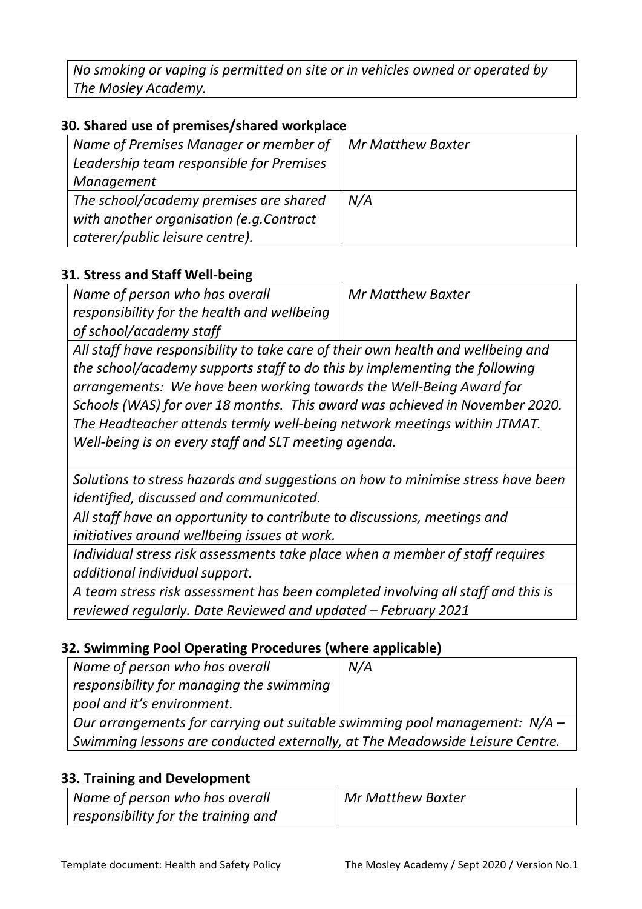*No smoking or vaping is permitted on site or in vehicles owned or operated by The Mosley Academy.*

### 30. Shared use of premises/shared workplace

| *Name of Premises Manager or member of Leadership team responsible for Premises Management* | *Mr Matthew Baxter* |
|---|---|
| *The school/academy premises are shared with another organisation (e.g.Contract caterer/public leisure centre).* | *N/A* |

### 31. Stress and Staff Well-being

| *Name of person who has overall responsibility for the health and wellbeing of school/academy staff* | *Mr Matthew Baxter* |
|---|---|

*All staff have responsibility to take care of their own health and wellbeing and the school/academy supports staff to do this by implementing the following arrangements: We have been working towards the Well-Being Award for Schools (WAS) for over 18 months. This award was achieved in November 2020. The Headteacher attends termly well-being network meetings within JTMAT. Well-being is on every staff and SLT meeting agenda.*

*Solutions to stress hazards and suggestions on how to minimise stress have been identified, discussed and communicated.*

*All staff have an opportunity to contribute to discussions, meetings and initiatives around wellbeing issues at work.*

*Individual stress risk assessments take place when a member of staff requires additional individual support.*

*A team stress risk assessment has been completed involving all staff and this is reviewed regularly. Date Reviewed and updated – February 2021*

### 32. Swimming Pool Operating Procedures (where applicable)

| *Name of person who has overall responsibility for managing the swimming pool and it's environment.* | *N/A* |
|---|---|

*Our arrangements for carrying out suitable swimming pool management: N/A – Swimming lessons are conducted externally, at The Meadowside Leisure Centre.*

### 33. Training and Development

| *Name of person who has overall responsibility for the training and* | *Mr Matthew Baxter* |
|---|---|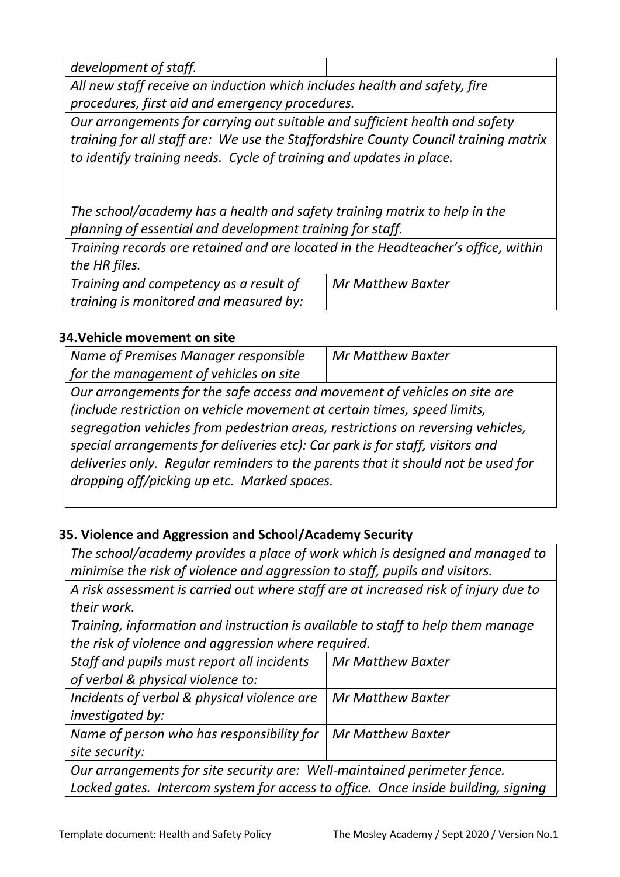| *development of staff.* | |
|---|---|
| *All new staff receive an induction which includes health and safety, fire procedures, first aid and emergency procedures.* | |
| *Our arrangements for carrying out suitable and sufficient health and safety training for all staff are: We use the Staffordshire County Council training matrix to identify training needs. Cycle of training and updates in place.* | |
| *The school/academy has a health and safety training matrix to help in the planning of essential and development training for staff.* | |
| *Training records are retained and are located in the Headteacher's office, within the HR files.* | |
| *Training and competency as a result of training is monitored and measured by:* | *Mr Matthew Baxter* |

## 34.Vehicle movement on site

| *Name of Premises Manager responsible for the management of vehicles on site* | *Mr Matthew Baxter* |
|---|---|
| *Our arrangements for the safe access and movement of vehicles on site are (include restriction on vehicle movement at certain times, speed limits, segregation vehicles from pedestrian areas, restrictions on reversing vehicles, special arrangements for deliveries etc): Car park is for staff, visitors and deliveries only. Regular reminders to the parents that it should not be used for dropping off/picking up etc. Marked spaces.* | |

## 35. Violence and Aggression and School/Academy Security

| *The school/academy provides a place of work which is designed and managed to minimise the risk of violence and aggression to staff, pupils and visitors.* | |
|---|---|
| *A risk assessment is carried out where staff are at increased risk of injury due to their work.* | |
| *Training, information and instruction is available to staff to help them manage the risk of violence and aggression where required.* | |
| *Staff and pupils must report all incidents of verbal & physical violence to:* | *Mr Matthew Baxter* |
| *Incidents of verbal & physical violence are investigated by:* | *Mr Matthew Baxter* |
| *Name of person who has responsibility for site security:* | *Mr Matthew Baxter* |
| *Our arrangements for site security are: Well-maintained perimeter fence. Locked gates. Intercom system for access to office. Once inside building, signing* | |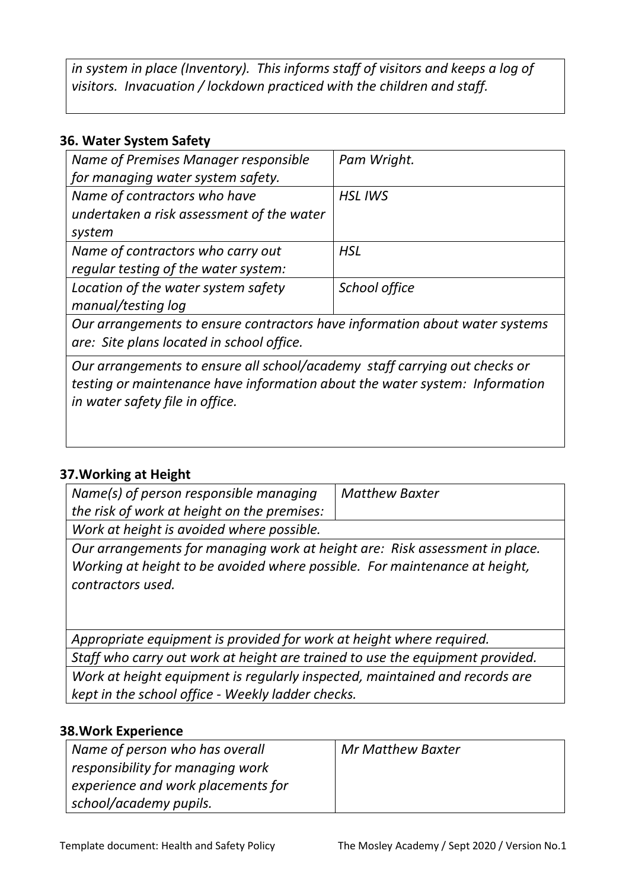*in system in place (Inventory). This informs staff of visitors and keeps a log of visitors. Invacuation / lockdown practiced with the children and staff.*

### 36. Water System Safety

| *Name of Premises Manager responsible for managing water system safety.* | *Pam Wright.* |
|---|---|
| *Name of contractors who have undertaken a risk assessment of the water system* | *HSL IWS* |
| *Name of contractors who carry out regular testing of the water system:* | *HSL* |
| *Location of the water system safety manual/testing log* | *School office* |
| *Our arrangements to ensure contractors have information about water systems are: Site plans located in school office.* | |
| *Our arrangements to ensure all school/academy staff carrying out checks or testing or maintenance have information about the water system: Information in water safety file in office.* | |

### 37.Working at Height

| *Name(s) of person responsible managing the risk of work at height on the premises:* | *Matthew Baxter* |
|---|---|
| *Work at height is avoided where possible.* | |
| *Our arrangements for managing work at height are: Risk assessment in place. Working at height to be avoided where possible. For maintenance at height, contractors used.* | |
| *Appropriate equipment is provided for work at height where required.* | |
| *Staff who carry out work at height are trained to use the equipment provided.* | |
| *Work at height equipment is regularly inspected, maintained and records are kept in the school office - Weekly ladder checks.* | |

### 38.Work Experience

| *Name of person who has overall responsibility for managing work experience and work placements for school/academy pupils.* | *Mr Matthew Baxter* |
|---|---|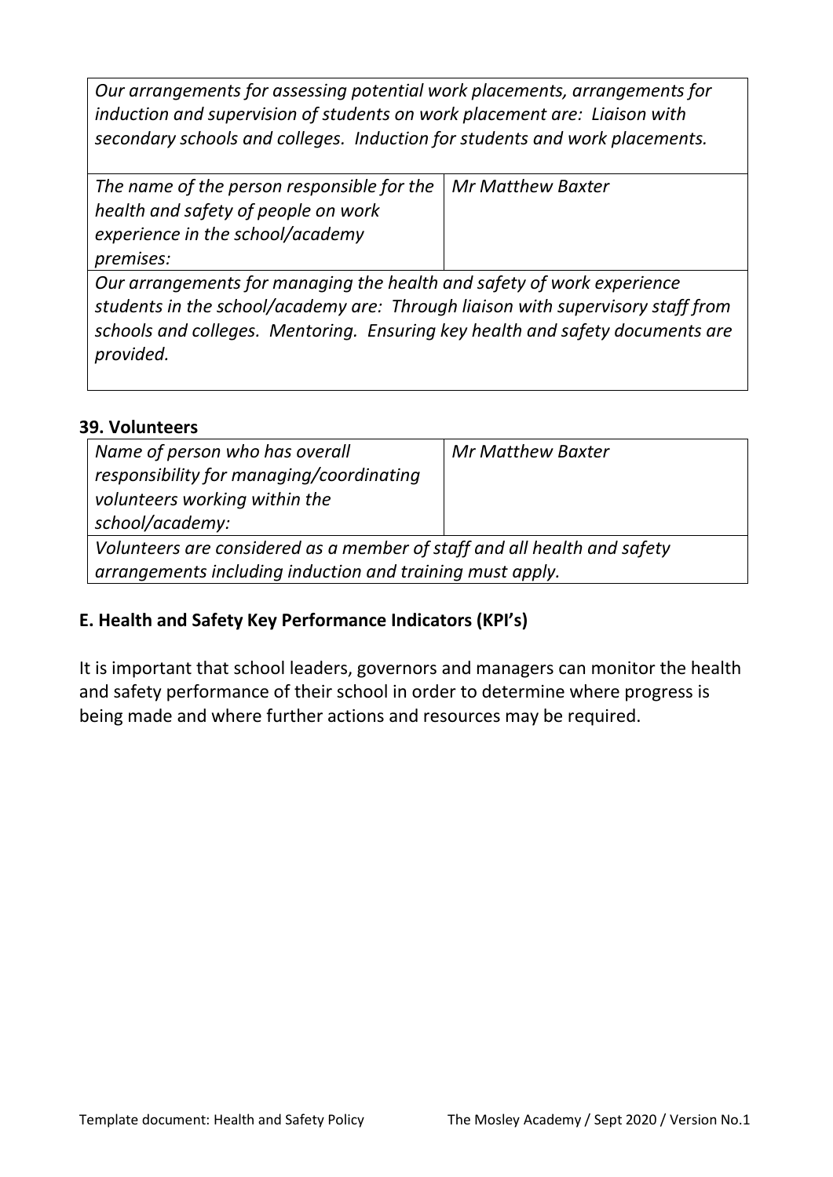| |
|---|
| *Our arrangements for assessing potential work placements, arrangements for induction and supervision of students on work placement are: Liaison with secondary schools and colleges. Induction for students and work placements.* |

| | |
|---|---|
| *The name of the person responsible for the health and safety of people on work experience in the school/academy premises:* | *Mr Matthew Baxter* |
| *Our arrangements for managing the health and safety of work experience students in the school/academy are: Through liaison with supervisory staff from schools and colleges. Mentoring. Ensuring key health and safety documents are provided.* | |

### 39. Volunteers

| | |
|---|---|
| *Name of person who has overall responsibility for managing/coordinating volunteers working within the school/academy:* | *Mr Matthew Baxter* |
| *Volunteers are considered as a member of staff and all health and safety arrangements including induction and training must apply.* | |

## E. Health and Safety Key Performance Indicators (KPI's)

It is important that school leaders, governors and managers can monitor the health and safety performance of their school in order to determine where progress is being made and where further actions and resources may be required.